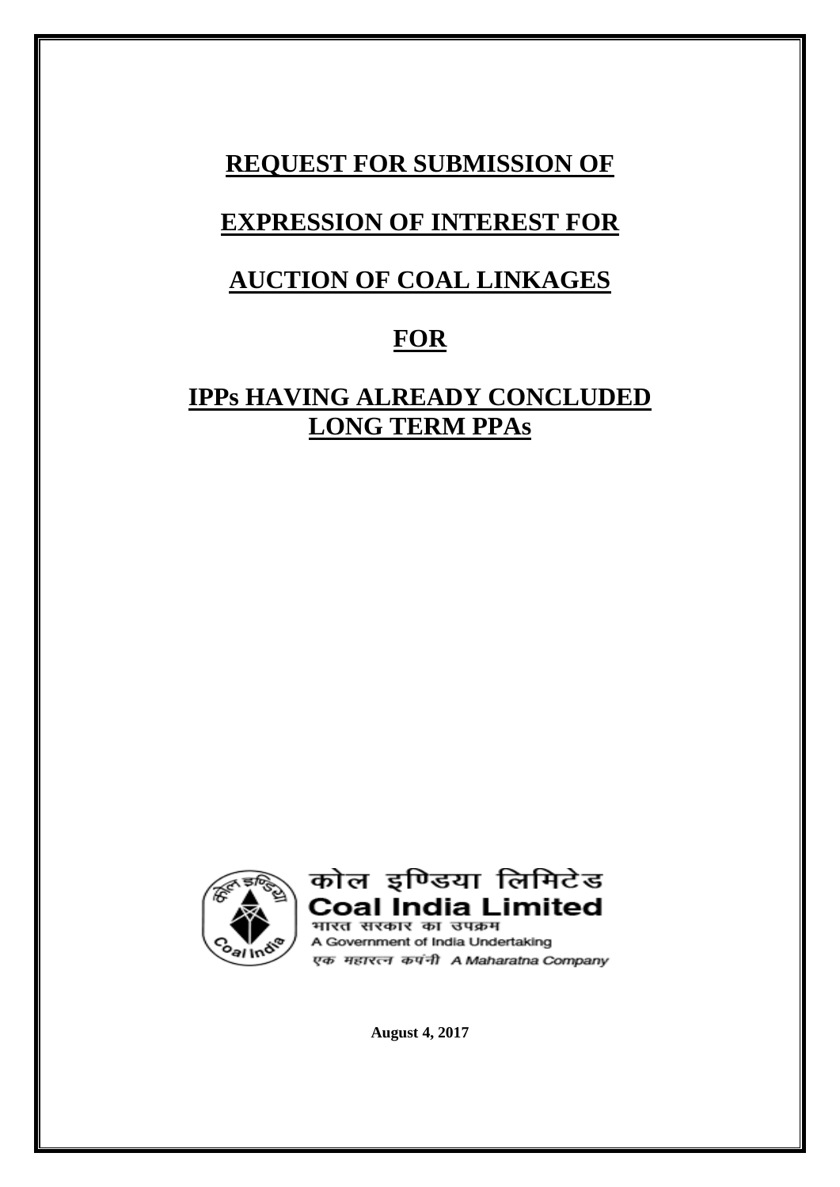# REQUEST FOR SUBMISSION OF

# EXPRESSION OF INTEREST FOR

# AUCTION OF COAL LINKAGES

# FOR

# IPPs HAVING ALREADY CONCLUDED LONG TERM PPAs

कोल इण्डिया लिमिटेड
**Coal India Limited**
भारत सरकार का उपक्रम
A Government of India Undertaking
एक महारत्न कंपनी *A Maharatna Company*

**August 4, 2017**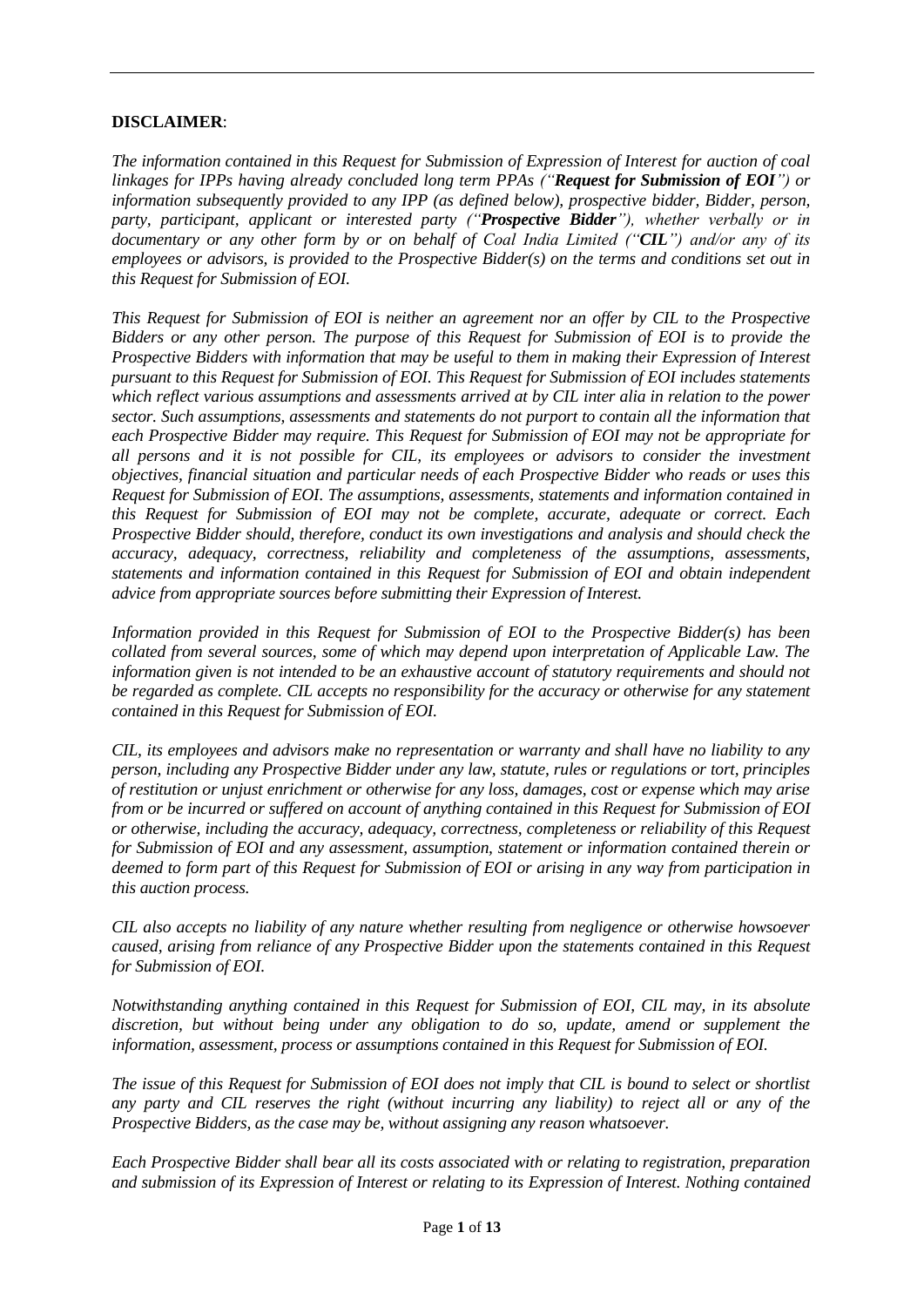**DISCLAIMER**:

*The information contained in this Request for Submission of Expression of Interest for auction of coal linkages for IPPs having already concluded long term PPAs ("**Request for Submission of EOI**") or information subsequently provided to any IPP (as defined below), prospective bidder, Bidder, person, party, participant, applicant or interested party ("**Prospective Bidder**"), whether verbally or in documentary or any other form by or on behalf of Coal India Limited ("**CIL**") and/or any of its employees or advisors, is provided to the Prospective Bidder(s) on the terms and conditions set out in this Request for Submission of EOI.*

*This Request for Submission of EOI is neither an agreement nor an offer by CIL to the Prospective Bidders or any other person. The purpose of this Request for Submission of EOI is to provide the Prospective Bidders with information that may be useful to them in making their Expression of Interest pursuant to this Request for Submission of EOI. This Request for Submission of EOI includes statements which reflect various assumptions and assessments arrived at by CIL inter alia in relation to the power sector. Such assumptions, assessments and statements do not purport to contain all the information that each Prospective Bidder may require. This Request for Submission of EOI may not be appropriate for all persons and it is not possible for CIL, its employees or advisors to consider the investment objectives, financial situation and particular needs of each Prospective Bidder who reads or uses this Request for Submission of EOI. The assumptions, assessments, statements and information contained in this Request for Submission of EOI may not be complete, accurate, adequate or correct. Each Prospective Bidder should, therefore, conduct its own investigations and analysis and should check the accuracy, adequacy, correctness, reliability and completeness of the assumptions, assessments, statements and information contained in this Request for Submission of EOI and obtain independent advice from appropriate sources before submitting their Expression of Interest.*

*Information provided in this Request for Submission of EOI to the Prospective Bidder(s) has been collated from several sources, some of which may depend upon interpretation of Applicable Law. The information given is not intended to be an exhaustive account of statutory requirements and should not be regarded as complete. CIL accepts no responsibility for the accuracy or otherwise for any statement contained in this Request for Submission of EOI.*

*CIL, its employees and advisors make no representation or warranty and shall have no liability to any person, including any Prospective Bidder under any law, statute, rules or regulations or tort, principles of restitution or unjust enrichment or otherwise for any loss, damages, cost or expense which may arise from or be incurred or suffered on account of anything contained in this Request for Submission of EOI or otherwise, including the accuracy, adequacy, correctness, completeness or reliability of this Request for Submission of EOI and any assessment, assumption, statement or information contained therein or deemed to form part of this Request for Submission of EOI or arising in any way from participation in this auction process.*

*CIL also accepts no liability of any nature whether resulting from negligence or otherwise howsoever caused, arising from reliance of any Prospective Bidder upon the statements contained in this Request for Submission of EOI.*

*Notwithstanding anything contained in this Request for Submission of EOI, CIL may, in its absolute discretion, but without being under any obligation to do so, update, amend or supplement the information, assessment, process or assumptions contained in this Request for Submission of EOI.*

*The issue of this Request for Submission of EOI does not imply that CIL is bound to select or shortlist any party and CIL reserves the right (without incurring any liability) to reject all or any of the Prospective Bidders, as the case may be, without assigning any reason whatsoever.*

*Each Prospective Bidder shall bear all its costs associated with or relating to registration, preparation and submission of its Expression of Interest or relating to its Expression of Interest. Nothing contained*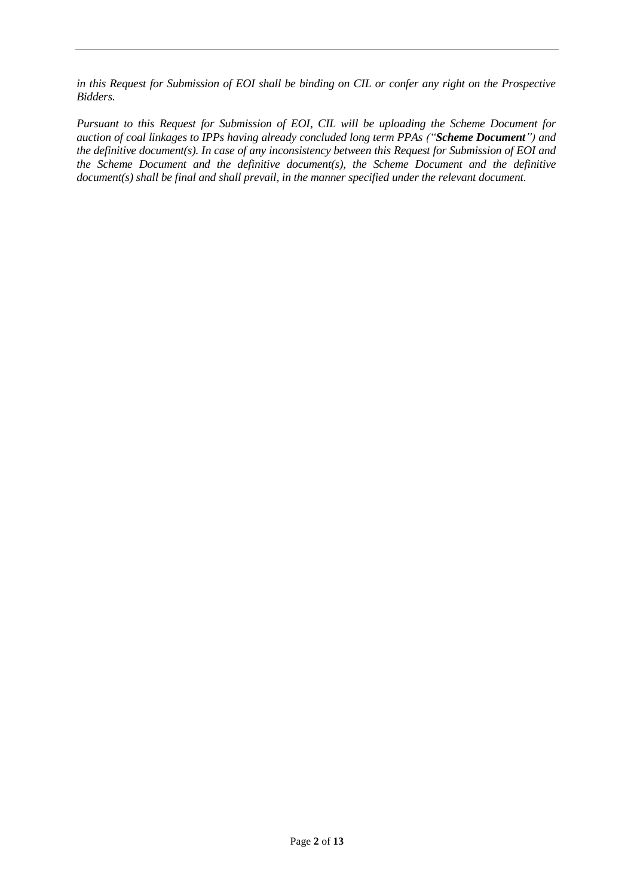*in this Request for Submission of EOI shall be binding on CIL or confer any right on the Prospective Bidders.*

*Pursuant to this Request for Submission of EOI, CIL will be uploading the Scheme Document for auction of coal linkages to IPPs having already concluded long term PPAs ("**Scheme Document**") and the definitive document(s). In case of any inconsistency between this Request for Submission of EOI and the Scheme Document and the definitive document(s), the Scheme Document and the definitive document(s) shall be final and shall prevail, in the manner specified under the relevant document.*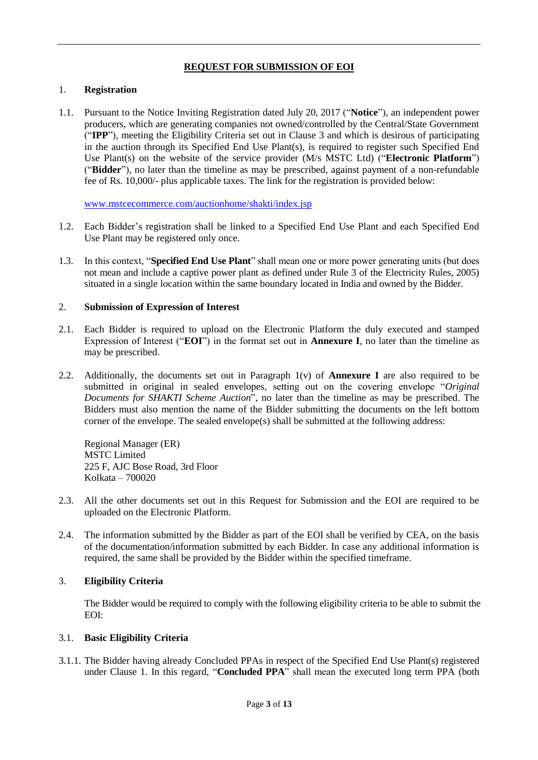## REQUEST FOR SUBMISSION OF EOI

1. **Registration**

1.1. Pursuant to the Notice Inviting Registration dated July 20, 2017 ("**Notice**"), an independent power producers, which are generating companies not owned/controlled by the Central/State Government ("**IPP**"), meeting the Eligibility Criteria set out in Clause 3 and which is desirous of participating in the auction through its Specified End Use Plant(s), is required to register such Specified End Use Plant(s) on the website of the service provider (M/s MSTC Ltd) ("**Electronic Platform**") ("**Bidder**"), no later than the timeline as may be prescribed, against payment of a non-refundable fee of Rs. 10,000/- plus applicable taxes. The link for the registration is provided below:

www.mstcecommerce.com/auctionhome/shakti/index.jsp

1.2. Each Bidder's registration shall be linked to a Specified End Use Plant and each Specified End Use Plant may be registered only once.

1.3. In this context, "**Specified End Use Plant**" shall mean one or more power generating units (but does not mean and include a captive power plant as defined under Rule 3 of the Electricity Rules, 2005) situated in a single location within the same boundary located in India and owned by the Bidder.

2. **Submission of Expression of Interest**

2.1. Each Bidder is required to upload on the Electronic Platform the duly executed and stamped Expression of Interest ("**EOI**") in the format set out in **Annexure I**, no later than the timeline as may be prescribed.

2.2. Additionally, the documents set out in Paragraph 1(v) of **Annexure I** are also required to be submitted in original in sealed envelopes, setting out on the covering envelope "*Original Documents for SHAKTI Scheme Auction*", no later than the timeline as may be prescribed. The Bidders must also mention the name of the Bidder submitting the documents on the left bottom corner of the envelope. The sealed envelope(s) shall be submitted at the following address:

Regional Manager (ER)
MSTC Limited
225 F, AJC Bose Road, 3rd Floor
Kolkata – 700020

2.3. All the other documents set out in this Request for Submission and the EOI are required to be uploaded on the Electronic Platform.

2.4. The information submitted by the Bidder as part of the EOI shall be verified by CEA, on the basis of the documentation/information submitted by each Bidder. In case any additional information is required, the same shall be provided by the Bidder within the specified timeframe.

3. **Eligibility Criteria**

The Bidder would be required to comply with the following eligibility criteria to be able to submit the EOI:

3.1. **Basic Eligibility Criteria**

3.1.1. The Bidder having already Concluded PPAs in respect of the Specified End Use Plant(s) registered under Clause 1. In this regard, "**Concluded PPA**" shall mean the executed long term PPA (both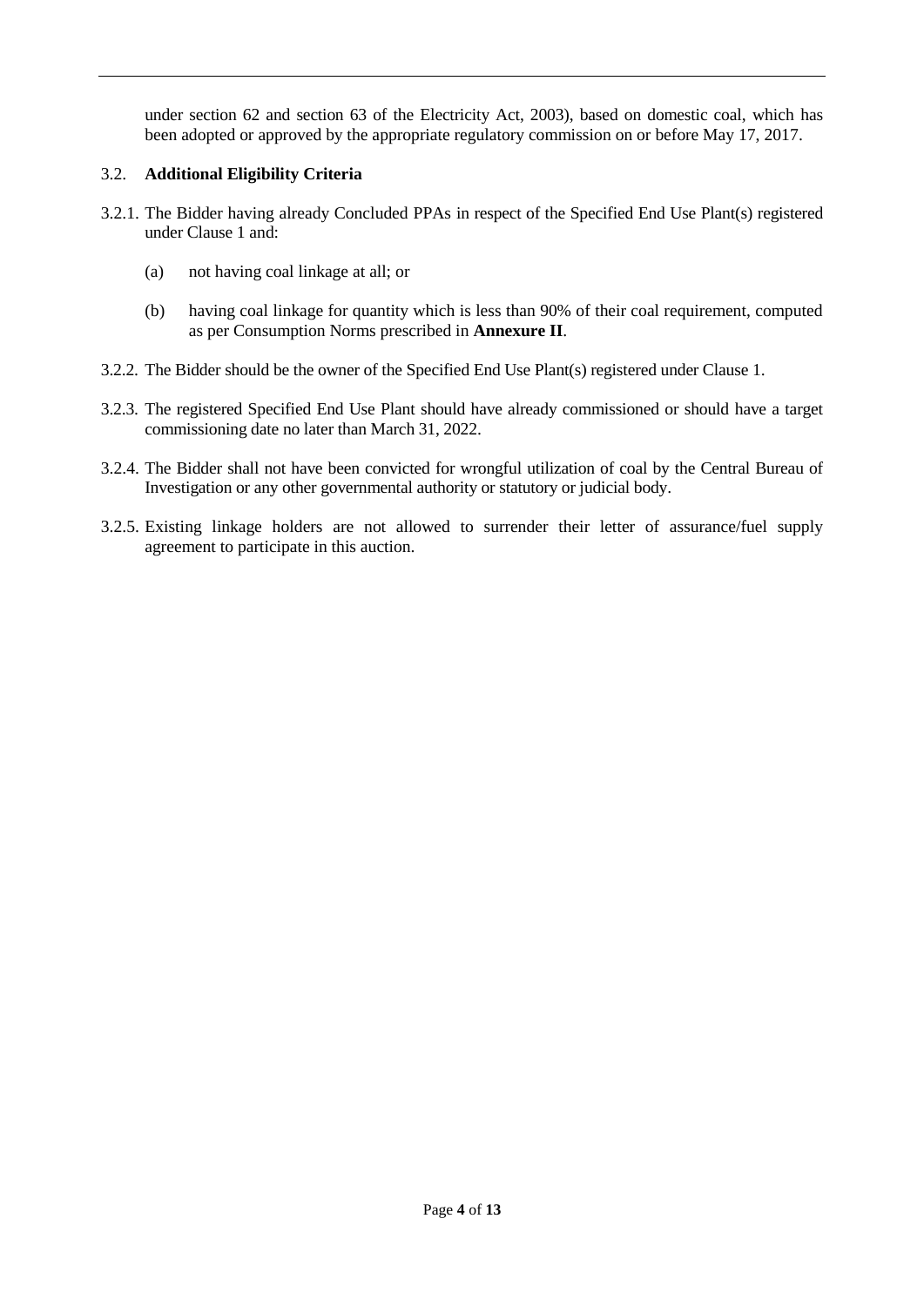under section 62 and section 63 of the Electricity Act, 2003), based on domestic coal, which has been adopted or approved by the appropriate regulatory commission on or before May 17, 2017.

### 3.2. Additional Eligibility Criteria

3.2.1. The Bidder having already Concluded PPAs in respect of the Specified End Use Plant(s) registered under Clause 1 and:

- (a) not having coal linkage at all; or
- (b) having coal linkage for quantity which is less than 90% of their coal requirement, computed as per Consumption Norms prescribed in **Annexure II**.

3.2.2. The Bidder should be the owner of the Specified End Use Plant(s) registered under Clause 1.

3.2.3. The registered Specified End Use Plant should have already commissioned or should have a target commissioning date no later than March 31, 2022.

3.2.4. The Bidder shall not have been convicted for wrongful utilization of coal by the Central Bureau of Investigation or any other governmental authority or statutory or judicial body.

3.2.5. Existing linkage holders are not allowed to surrender their letter of assurance/fuel supply agreement to participate in this auction.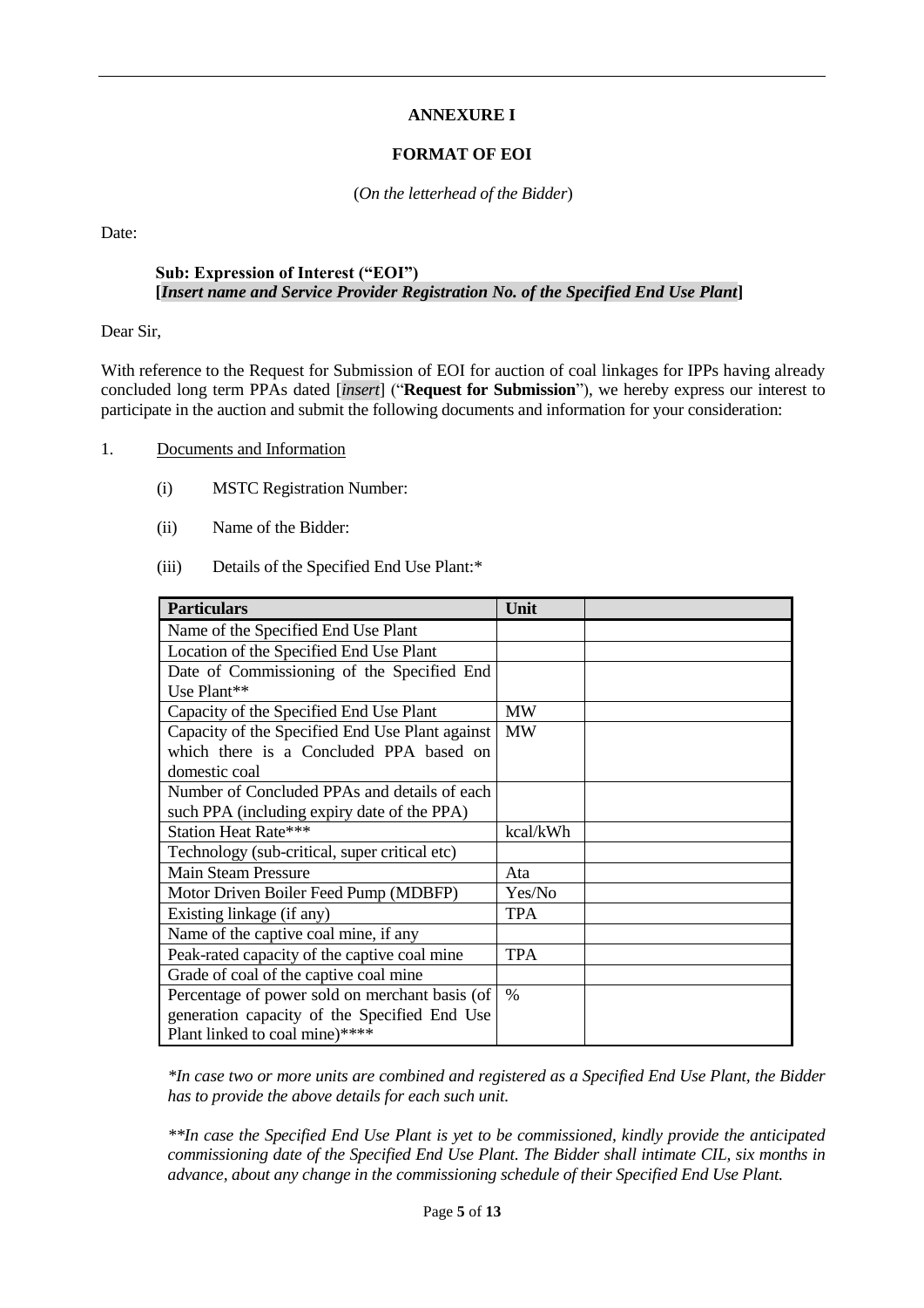## ANNEXURE I

## FORMAT OF EOI

(*On the letterhead of the Bidder*)

Date:

**Sub: Expression of Interest ("EOI")**
**[*Insert name and Service Provider Registration No. of the Specified End Use Plant*]**

Dear Sir,

With reference to the Request for Submission of EOI for auction of coal linkages for IPPs having already concluded long term PPAs dated [*insert*] ("**Request for Submission**"), we hereby express our interest to participate in the auction and submit the following documents and information for your consideration:

1. Documents and Information

   (i) MSTC Registration Number:

   (ii) Name of the Bidder:

   (iii) Details of the Specified End Use Plant:*

| Particulars | Unit | |
|---|---|---|
| Name of the Specified End Use Plant | | |
| Location of the Specified End Use Plant | | |
| Date of Commissioning of the Specified End Use Plant** | | |
| Capacity of the Specified End Use Plant | MW | |
| Capacity of the Specified End Use Plant against which there is a Concluded PPA based on domestic coal | MW | |
| Number of Concluded PPAs and details of each such PPA (including expiry date of the PPA) | | |
| Station Heat Rate*** | kcal/kWh | |
| Technology (sub-critical, super critical etc) | | |
| Main Steam Pressure | Ata | |
| Motor Driven Boiler Feed Pump (MDBFP) | Yes/No | |
| Existing linkage (if any) | TPA | |
| Name of the captive coal mine, if any | | |
| Peak-rated capacity of the captive coal mine | TPA | |
| Grade of coal of the captive coal mine | | |
| Percentage of power sold on merchant basis (of generation capacity of the Specified End Use Plant linked to coal mine)**** | % | |

*\*In case two or more units are combined and registered as a Specified End Use Plant, the Bidder has to provide the above details for each such unit.*

*\*\*In case the Specified End Use Plant is yet to be commissioned, kindly provide the anticipated commissioning date of the Specified End Use Plant. The Bidder shall intimate CIL, six months in advance, about any change in the commissioning schedule of their Specified End Use Plant.*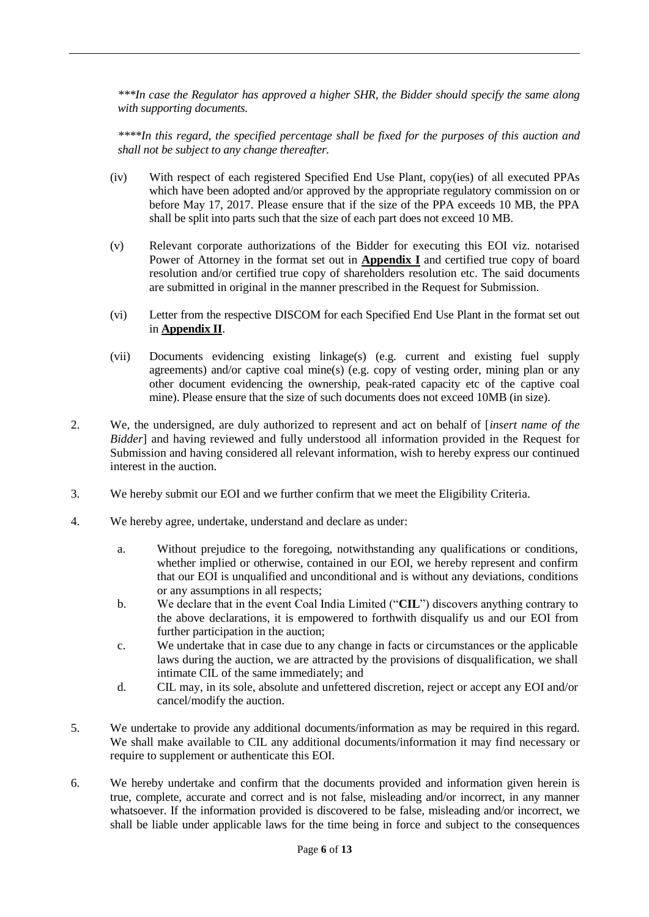*\*\*\*In case the Regulator has approved a higher SHR, the Bidder should specify the same along with supporting documents.*

*\*\*\*\*In this regard, the specified percentage shall be fixed for the purposes of this auction and shall not be subject to any change thereafter.*

(iv) With respect of each registered Specified End Use Plant, copy(ies) of all executed PPAs which have been adopted and/or approved by the appropriate regulatory commission on or before May 17, 2017. Please ensure that if the size of the PPA exceeds 10 MB, the PPA shall be split into parts such that the size of each part does not exceed 10 MB.

(v) Relevant corporate authorizations of the Bidder for executing this EOI viz. notarised Power of Attorney in the format set out in **Appendix I** and certified true copy of board resolution and/or certified true copy of shareholders resolution etc. The said documents are submitted in original in the manner prescribed in the Request for Submission.

(vi) Letter from the respective DISCOM for each Specified End Use Plant in the format set out in **Appendix II**.

(vii) Documents evidencing existing linkage(s) (e.g. current and existing fuel supply agreements) and/or captive coal mine(s) (e.g. copy of vesting order, mining plan or any other document evidencing the ownership, peak-rated capacity etc of the captive coal mine). Please ensure that the size of such documents does not exceed 10MB (in size).

2. We, the undersigned, are duly authorized to represent and act on behalf of [*insert name of the Bidder*] and having reviewed and fully understood all information provided in the Request for Submission and having considered all relevant information, wish to hereby express our continued interest in the auction.

3. We hereby submit our EOI and we further confirm that we meet the Eligibility Criteria.

4. We hereby agree, undertake, understand and declare as under:

   a. Without prejudice to the foregoing, notwithstanding any qualifications or conditions, whether implied or otherwise, contained in our EOI, we hereby represent and confirm that our EOI is unqualified and unconditional and is without any deviations, conditions or any assumptions in all respects;

   b. We declare that in the event Coal India Limited ("**CIL**") discovers anything contrary to the above declarations, it is empowered to forthwith disqualify us and our EOI from further participation in the auction;

   c. We undertake that in case due to any change in facts or circumstances or the applicable laws during the auction, we are attracted by the provisions of disqualification, we shall intimate CIL of the same immediately; and

   d. CIL may, in its sole, absolute and unfettered discretion, reject or accept any EOI and/or cancel/modify the auction.

5. We undertake to provide any additional documents/information as may be required in this regard. We shall make available to CIL any additional documents/information it may find necessary or require to supplement or authenticate this EOI.

6. We hereby undertake and confirm that the documents provided and information given herein is true, complete, accurate and correct and is not false, misleading and/or incorrect, in any manner whatsoever. If the information provided is discovered to be false, misleading and/or incorrect, we shall be liable under applicable laws for the time being in force and subject to the consequences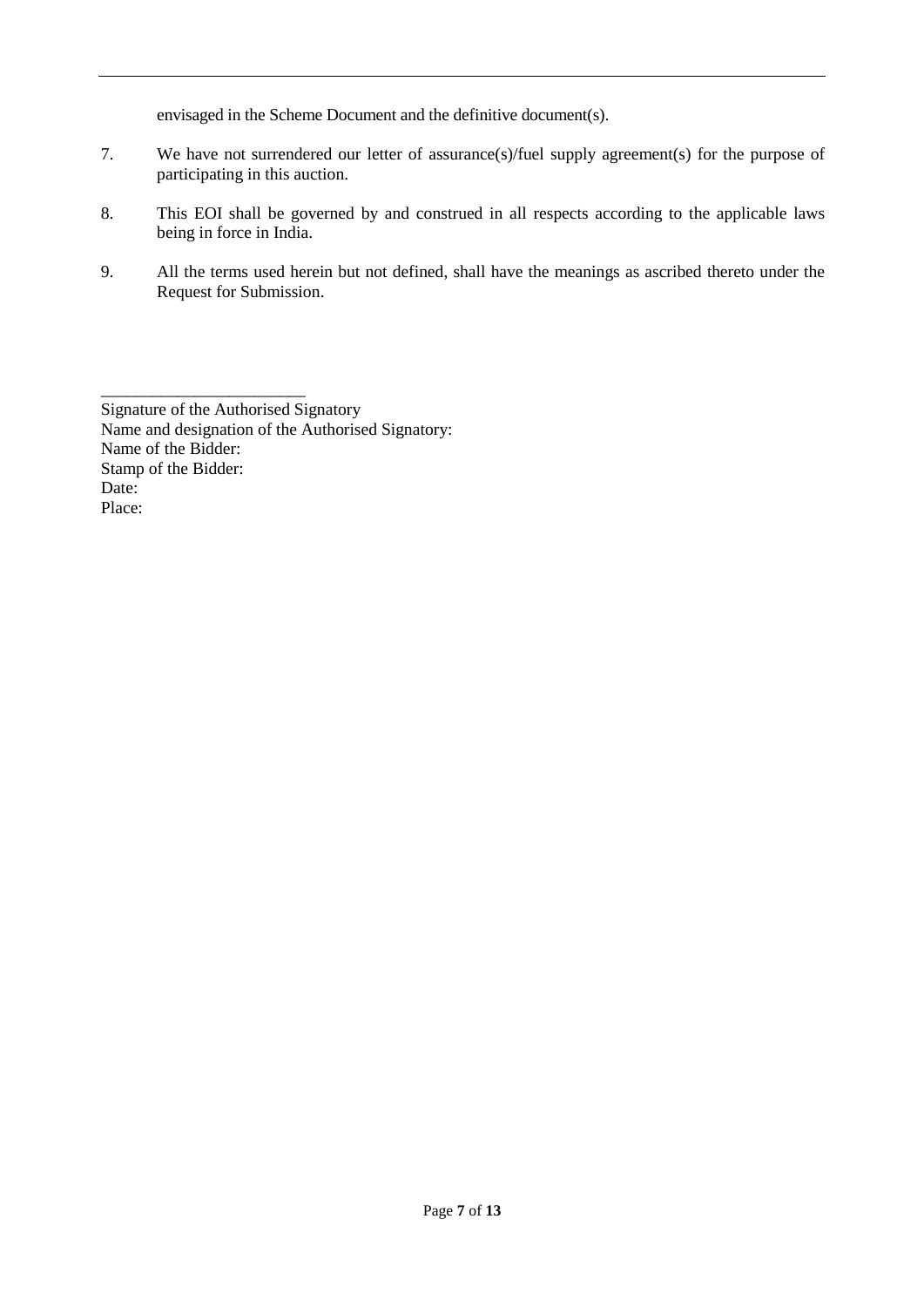envisaged in the Scheme Document and the definitive document(s).

7. We have not surrendered our letter of assurance(s)/fuel supply agreement(s) for the purpose of participating in this auction.

8. This EOI shall be governed by and construed in all respects according to the applicable laws being in force in India.

9. All the terms used herein but not defined, shall have the meanings as ascribed thereto under the Request for Submission.

________________________

Signature of the Authorised Signatory
Name and designation of the Authorised Signatory:
Name of the Bidder:
Stamp of the Bidder:
Date:
Place: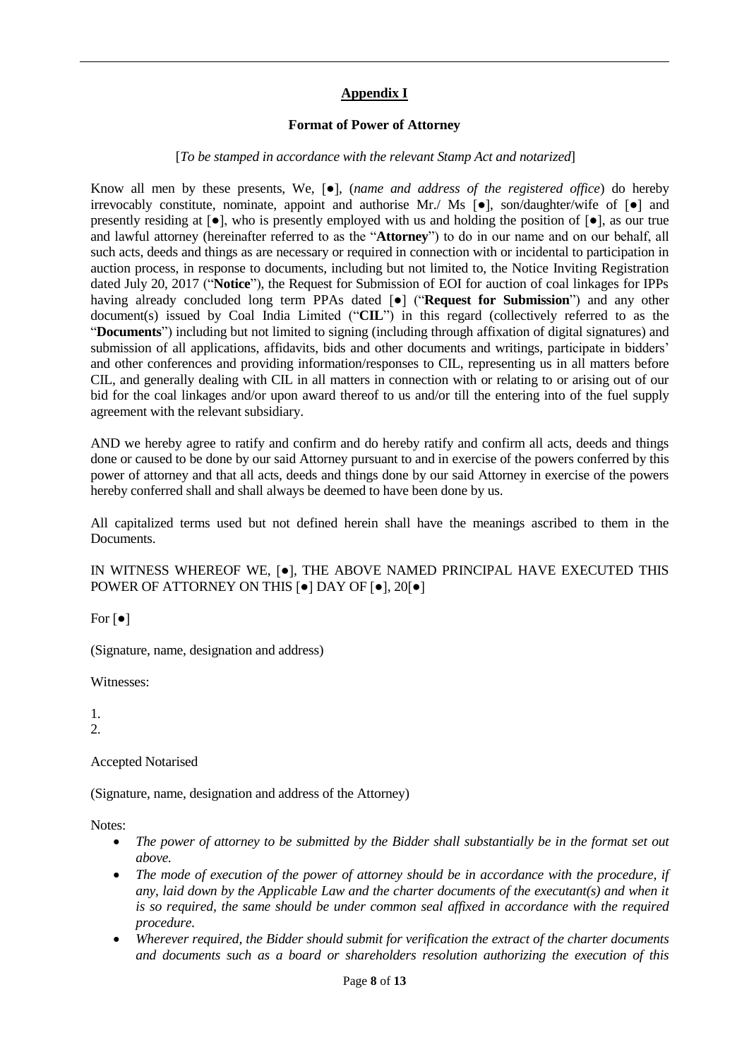## Appendix I

### Format of Power of Attorney

[*To be stamped in accordance with the relevant Stamp Act and notarized*]

Know all men by these presents, We, [●], (*name and address of the registered office*) do hereby irrevocably constitute, nominate, appoint and authorise Mr./ Ms [●], son/daughter/wife of [●] and presently residing at [●], who is presently employed with us and holding the position of [●], as our true and lawful attorney (hereinafter referred to as the "**Attorney**") to do in our name and on our behalf, all such acts, deeds and things as are necessary or required in connection with or incidental to participation in auction process, in response to documents, including but not limited to, the Notice Inviting Registration dated July 20, 2017 ("**Notice**"), the Request for Submission of EOI for auction of coal linkages for IPPs having already concluded long term PPAs dated [●] ("**Request for Submission**") and any other document(s) issued by Coal India Limited ("**CIL**") in this regard (collectively referred to as the "**Documents**") including but not limited to signing (including through affixation of digital signatures) and submission of all applications, affidavits, bids and other documents and writings, participate in bidders' and other conferences and providing information/responses to CIL, representing us in all matters before CIL, and generally dealing with CIL in all matters in connection with or relating to or arising out of our bid for the coal linkages and/or upon award thereof to us and/or till the entering into of the fuel supply agreement with the relevant subsidiary.

AND we hereby agree to ratify and confirm and do hereby ratify and confirm all acts, deeds and things done or caused to be done by our said Attorney pursuant to and in exercise of the powers conferred by this power of attorney and that all acts, deeds and things done by our said Attorney in exercise of the powers hereby conferred shall and shall always be deemed to have been done by us.

All capitalized terms used but not defined herein shall have the meanings ascribed to them in the Documents.

IN WITNESS WHEREOF WE, [●], THE ABOVE NAMED PRINCIPAL HAVE EXECUTED THIS POWER OF ATTORNEY ON THIS [●] DAY OF [●], 20[●]

For [●]

(Signature, name, designation and address)

Witnesses:

1.
2.

Accepted Notarised

(Signature, name, designation and address of the Attorney)

Notes:

- *The power of attorney to be submitted by the Bidder shall substantially be in the format set out above.*
- *The mode of execution of the power of attorney should be in accordance with the procedure, if any, laid down by the Applicable Law and the charter documents of the executant(s) and when it is so required, the same should be under common seal affixed in accordance with the required procedure.*
- *Wherever required, the Bidder should submit for verification the extract of the charter documents and documents such as a board or shareholders resolution authorizing the execution of this*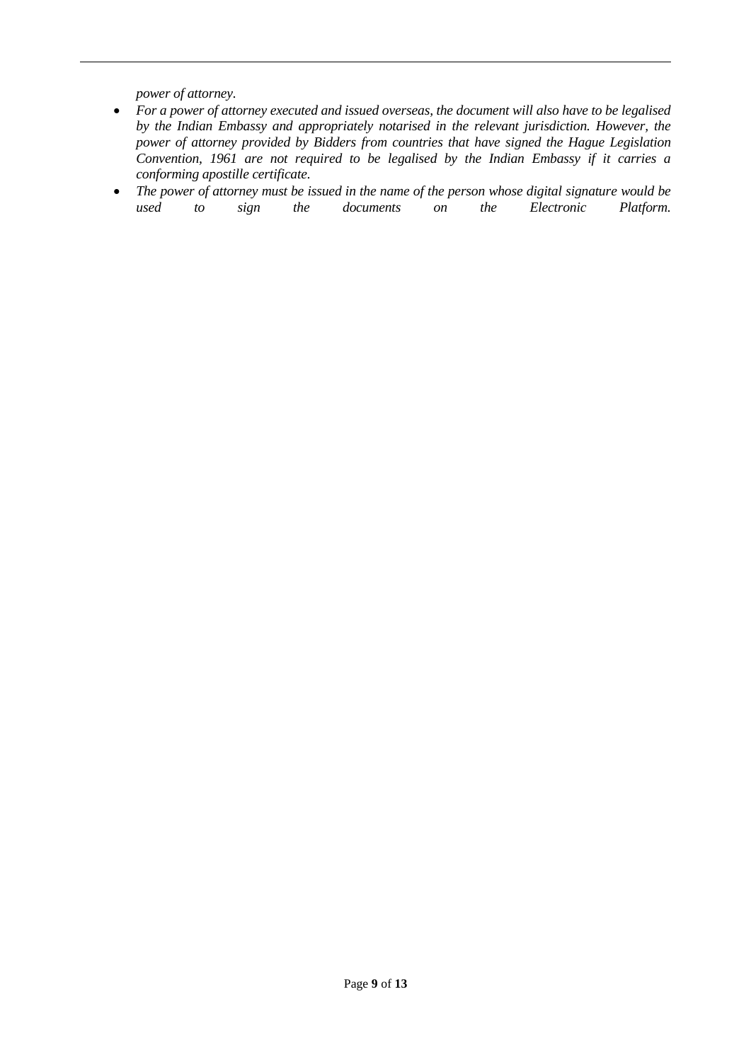*power of attorney.*

- *For a power of attorney executed and issued overseas, the document will also have to be legalised by the Indian Embassy and appropriately notarised in the relevant jurisdiction. However, the power of attorney provided by Bidders from countries that have signed the Hague Legislation Convention, 1961 are not required to be legalised by the Indian Embassy if it carries a conforming apostille certificate.*
- *The power of attorney must be issued in the name of the person whose digital signature would be used to sign the documents on the Electronic Platform.*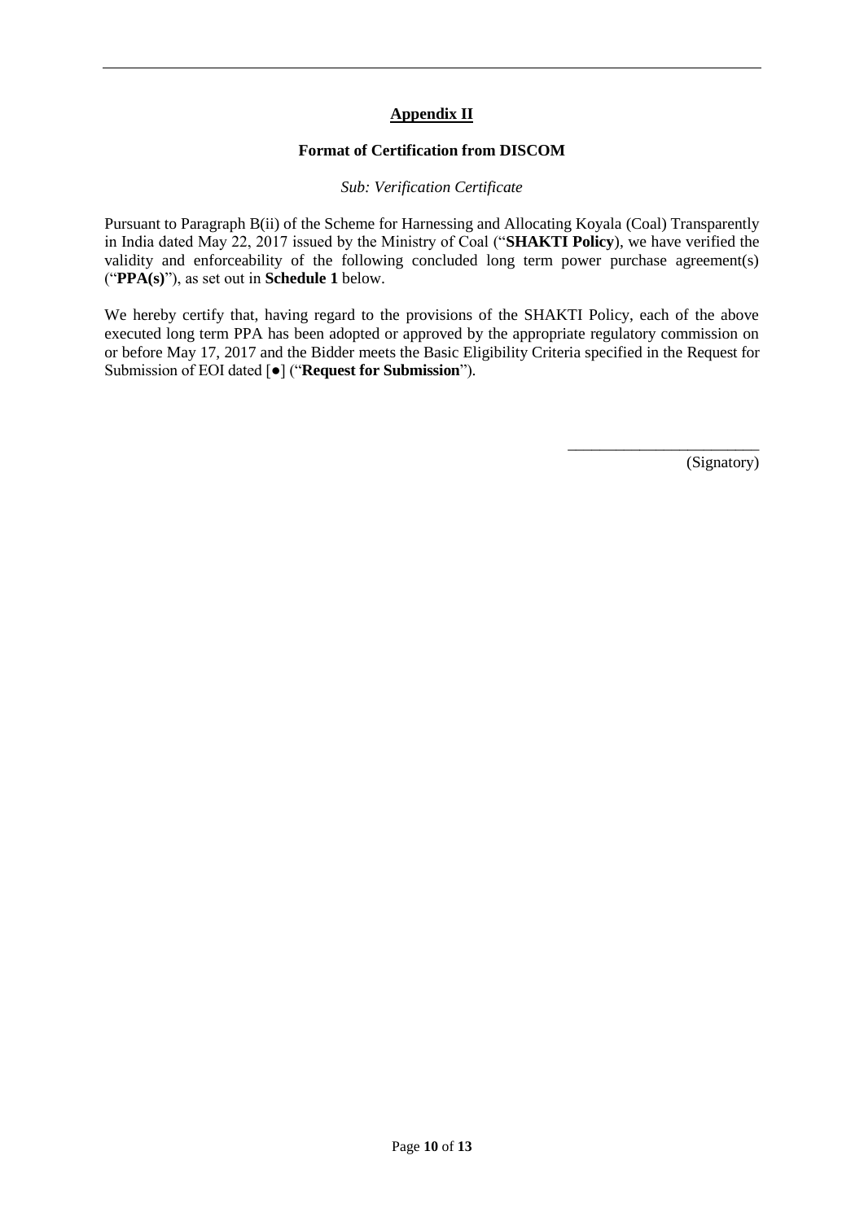## Appendix II

### Format of Certification from DISCOM

*Sub: Verification Certificate*

Pursuant to Paragraph B(ii) of the Scheme for Harnessing and Allocating Koyala (Coal) Transparently in India dated May 22, 2017 issued by the Ministry of Coal ("**SHAKTI Policy**), we have verified the validity and enforceability of the following concluded long term power purchase agreement(s) ("**PPA(s)**"), as set out in **Schedule 1** below.

We hereby certify that, having regard to the provisions of the SHAKTI Policy, each of the above executed long term PPA has been adopted or approved by the appropriate regulatory commission on or before May 17, 2017 and the Bidder meets the Basic Eligibility Criteria specified in the Request for Submission of EOI dated [●] ("**Request for Submission**").

\_\_\_\_\_\_\_\_\_\_\_\_\_\_\_\_\_\_\_\_\_\_\_\_\_

(Signatory)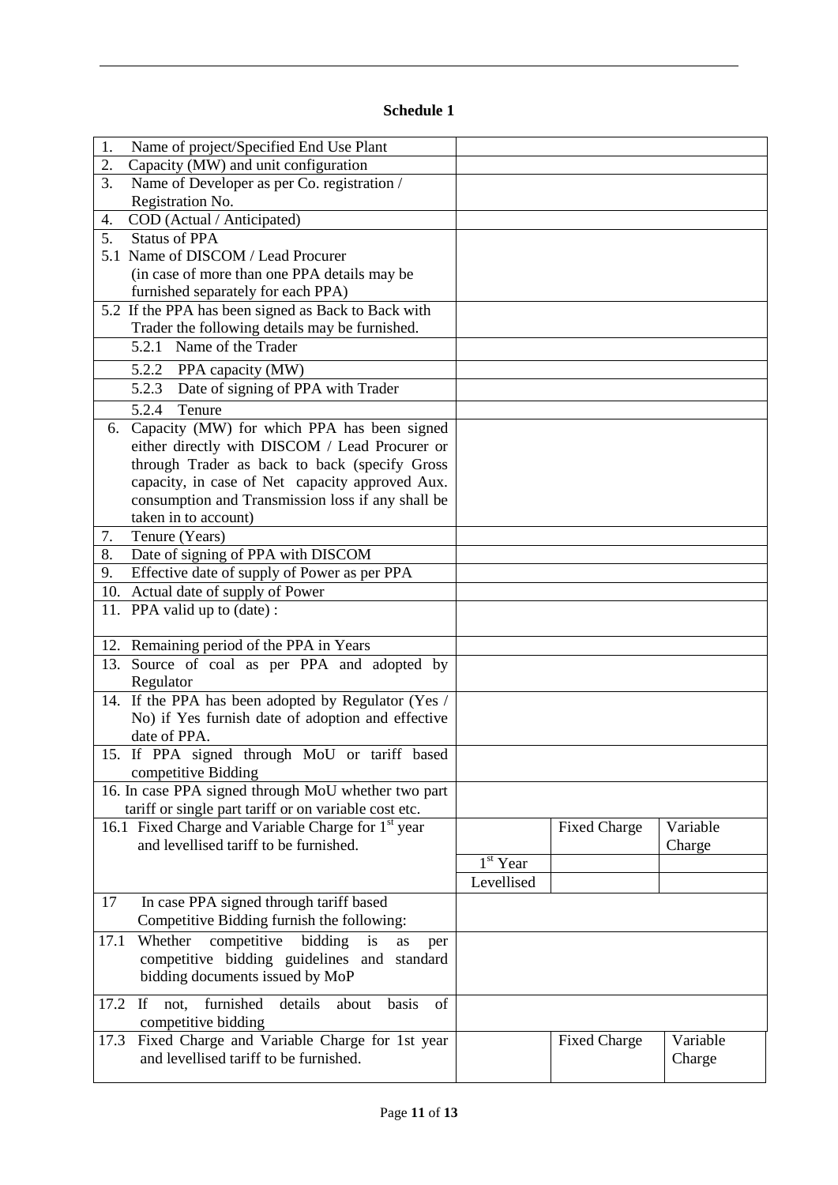**Schedule 1**

| | | | |
|---|---|---|---|
| 1. Name of project/Specified End Use Plant | | | |
| 2. Capacity (MW) and unit configuration | | | |
| 3. Name of Developer as per Co. registration / Registration No. | | | |
| 4. COD (Actual / Anticipated) | | | |
| 5. Status of PPA<br>5.1 Name of DISCOM / Lead Procurer (in case of more than one PPA details may be furnished separately for each PPA) | | | |
| 5.2 If the PPA has been signed as Back to Back with Trader the following details may be furnished. | | | |
| 5.2.1 Name of the Trader | | | |
| 5.2.2 PPA capacity (MW) | | | |
| 5.2.3 Date of signing of PPA with Trader | | | |
| 5.2.4 Tenure | | | |
| 6. Capacity (MW) for which PPA has been signed either directly with DISCOM / Lead Procurer or through Trader as back to back (specify Gross capacity, in case of Net capacity approved Aux. consumption and Transmission loss if any shall be taken in to account) | | | |
| 7. Tenure (Years) | | | |
| 8. Date of signing of PPA with DISCOM | | | |
| 9. Effective date of supply of Power as per PPA | | | |
| 10. Actual date of supply of Power | | | |
| 11. PPA valid up to (date) : | | | |
| 12. Remaining period of the PPA in Years | | | |
| 13. Source of coal as per PPA and adopted by Regulator | | | |
| 14. If the PPA has been adopted by Regulator (Yes / No) if Yes furnish date of adoption and effective date of PPA. | | | |
| 15. If PPA signed through MoU or tariff based competitive Bidding | | | |
| 16. In case PPA signed through MoU whether two part tariff or single part tariff or on variable cost etc. | | | |
| 16.1 Fixed Charge and Variable Charge for 1st year and levellised tariff to be furnished. | | Fixed Charge | Variable Charge |
| | 1st Year | | |
| | Levellised | | |
| 17 In case PPA signed through tariff based Competitive Bidding furnish the following: | | | |
| 17.1 Whether competitive bidding is as per competitive bidding guidelines and standard bidding documents issued by MoP | | | |
| 17.2 If not, furnished details about basis of competitive bidding | | | |
| 17.3 Fixed Charge and Variable Charge for 1st year and levellised tariff to be furnished. | | Fixed Charge | Variable Charge |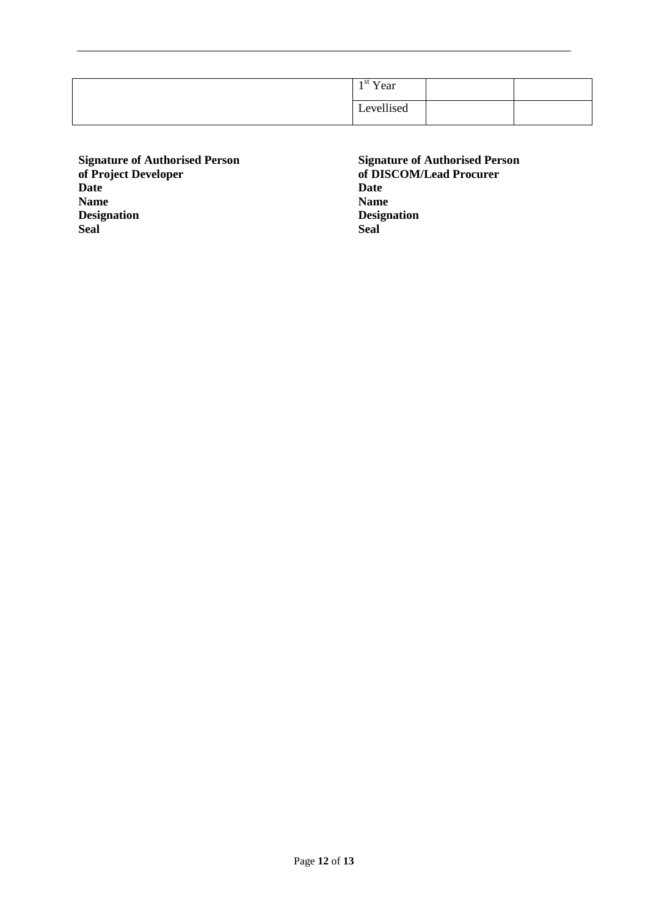|  | 1st Year |  |  |
|---|---|---|---|
|  | Levellised |  |  |

**Signature of Authorised Person of Project Developer**
**Date**
**Name**
**Designation**
**Seal**

**Signature of Authorised Person of DISCOM/Lead Procurer**
**Date**
**Name**
**Designation**
**Seal**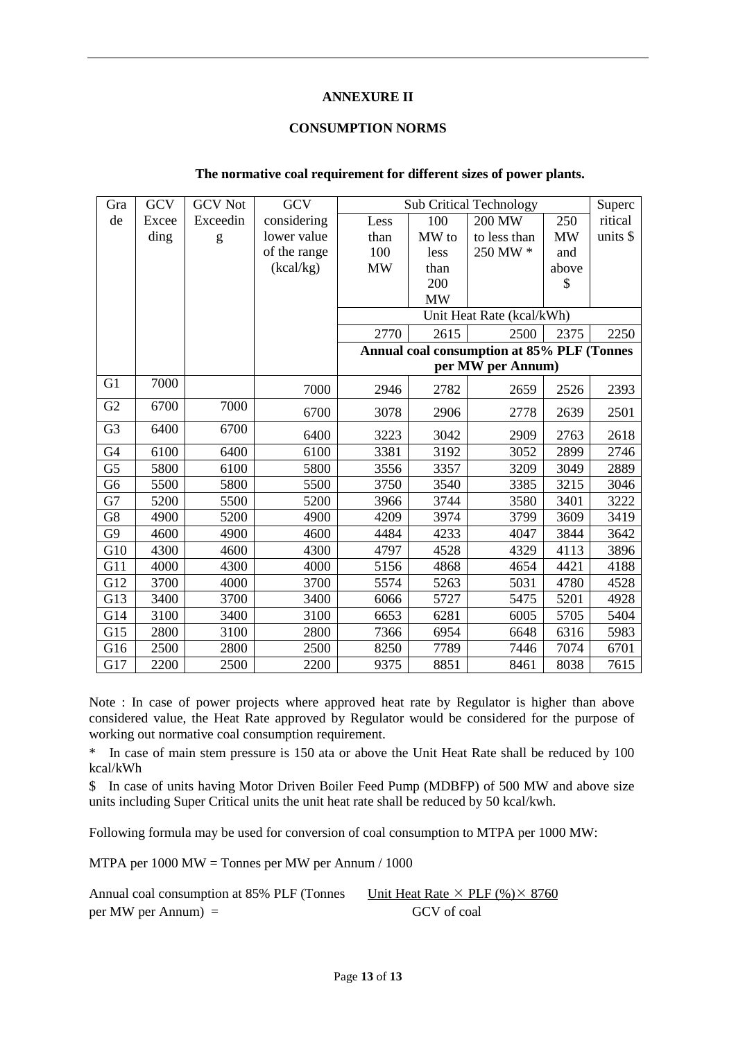**ANNEXURE II**

**CONSUMPTION NORMS**

**The normative coal requirement for different sizes of power plants.**

| Grade | GCV Exceeding | GCV Not Exceeding | GCV considering lower value of the range (kcal/kg) | Sub Critical Technology | | | | Supercritical units $ |
|---|---|---|---|---|---|---|---|---|
| | | | | Less than 100 MW | 100 MW to less than 200 MW | 200 MW to less than 250 MW * | 250 MW and above $ | |
| | | | | Unit Heat Rate (kcal/kWh) | | | | |
| | | | | 2770 | 2615 | 2500 | 2375 | 2250 |
| | | | | **Annual coal consumption at 85% PLF (Tonnes per MW per Annum)** | | | | |
| G1 | 7000 | | 7000 | 2946 | 2782 | 2659 | 2526 | 2393 |
| G2 | 6700 | 7000 | 6700 | 3078 | 2906 | 2778 | 2639 | 2501 |
| G3 | 6400 | 6700 | 6400 | 3223 | 3042 | 2909 | 2763 | 2618 |
| G4 | 6100 | 6400 | 6100 | 3381 | 3192 | 3052 | 2899 | 2746 |
| G5 | 5800 | 6100 | 5800 | 3556 | 3357 | 3209 | 3049 | 2889 |
| G6 | 5500 | 5800 | 5500 | 3750 | 3540 | 3385 | 3215 | 3046 |
| G7 | 5200 | 5500 | 5200 | 3966 | 3744 | 3580 | 3401 | 3222 |
| G8 | 4900 | 5200 | 4900 | 4209 | 3974 | 3799 | 3609 | 3419 |
| G9 | 4600 | 4900 | 4600 | 4484 | 4233 | 4047 | 3844 | 3642 |
| G10 | 4300 | 4600 | 4300 | 4797 | 4528 | 4329 | 4113 | 3896 |
| G11 | 4000 | 4300 | 4000 | 5156 | 4868 | 4654 | 4421 | 4188 |
| G12 | 3700 | 4000 | 3700 | 5574 | 5263 | 5031 | 4780 | 4528 |
| G13 | 3400 | 3700 | 3400 | 6066 | 5727 | 5475 | 5201 | 4928 |
| G14 | 3100 | 3400 | 3100 | 6653 | 6281 | 6005 | 5705 | 5404 |
| G15 | 2800 | 3100 | 2800 | 7366 | 6954 | 6648 | 6316 | 5983 |
| G16 | 2500 | 2800 | 2500 | 8250 | 7789 | 7446 | 7074 | 6701 |
| G17 | 2200 | 2500 | 2200 | 9375 | 8851 | 8461 | 8038 | 7615 |

Note : In case of power projects where approved heat rate by Regulator is higher than above considered value, the Heat Rate approved by Regulator would be considered for the purpose of working out normative coal consumption requirement.

* In case of main stem pressure is 150 ata or above the Unit Heat Rate shall be reduced by 100 kcal/kWh

$ In case of units having Motor Driven Boiler Feed Pump (MDBFP) of 500 MW and above size units including Super Critical units the unit heat rate shall be reduced by 50 kcal/kwh.

Following formula may be used for conversion of coal consumption to MTPA per 1000 MW:

MTPA per 1000 MW = Tonnes per MW per Annum / 1000

$$\text{Annual coal consumption at 85\% PLF (Tonnes per MW per Annum)} = \frac{\text{Unit Heat Rate} \times \text{PLF (\%)} \times 8760}{\text{GCV of coal}}$$